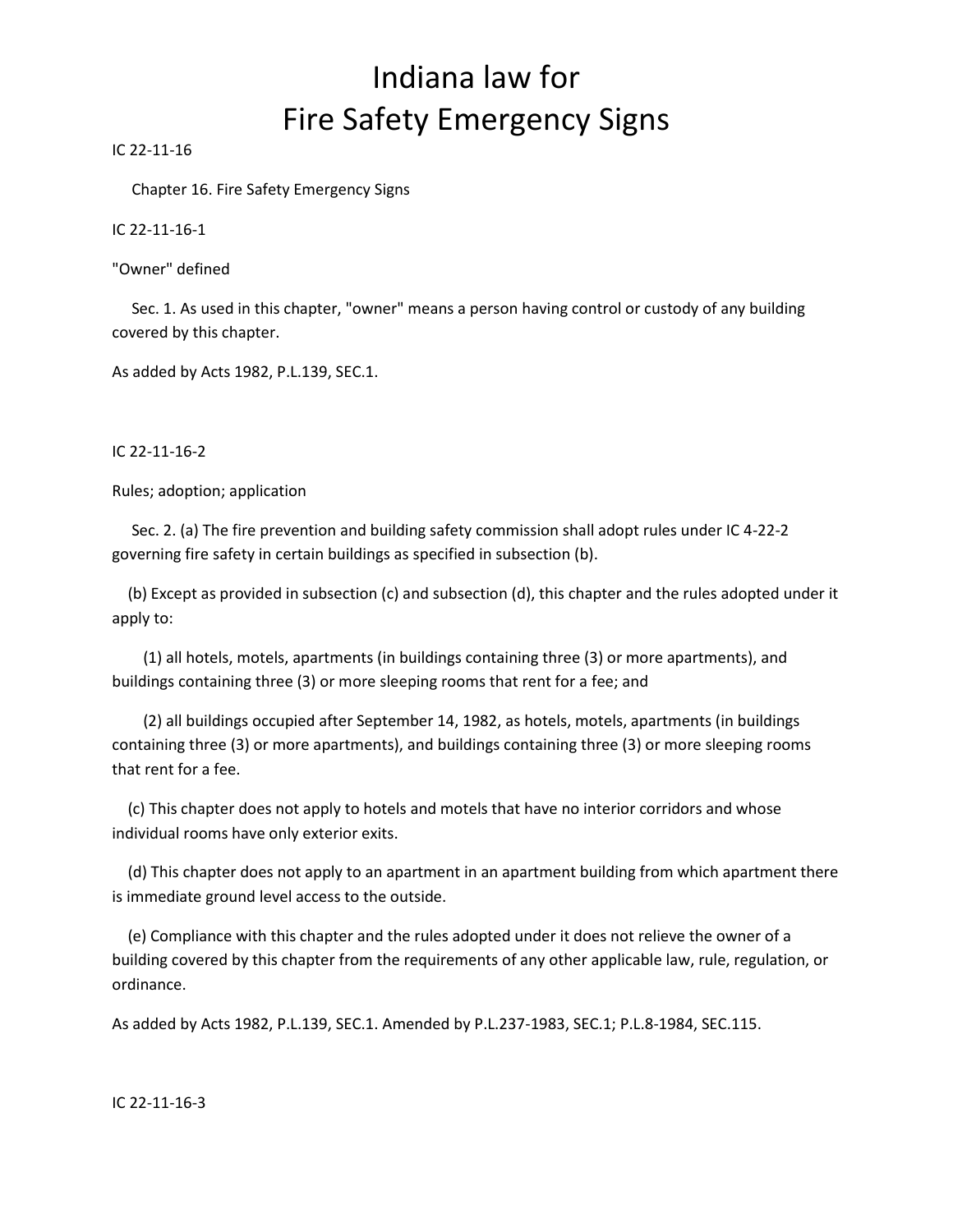# Indiana law for Fire Safety Emergency Signs

IC 22-11-16

Chapter 16. Fire Safety Emergency Signs

IC 22-11-16-1

"Owner" defined

Sec. 1. As used in this chapter, "owner" means a person having control or custody of any building covered by this chapter.

As added by Acts 1982, P.L.139, SEC.1.

IC 22-11-16-2

Rules; adoption; application

Sec. 2. (a) The fire prevention and building safety commission shall adopt rules under IC 4-22-2 governing fire safety in certain buildings as specified in subsection (b).

(b) Except as provided in subsection (c) and subsection (d), this chapter and the rules adopted under it apply to:

(1) all hotels, motels, apartments (in buildings containing three (3) or more apartments), and buildings containing three (3) or more sleeping rooms that rent for a fee; and

(2) all buildings occupied after September 14, 1982, as hotels, motels, apartments (in buildings containing three (3) or more apartments), and buildings containing three (3) or more sleeping rooms that rent for a fee.

(c) This chapter does not apply to hotels and motels that have no interior corridors and whose individual rooms have only exterior exits.

(d) This chapter does not apply to an apartment in an apartment building from which apartment there is immediate ground level access to the outside.

(e) Compliance with this chapter and the rules adopted under it does not relieve the owner of a building covered by this chapter from the requirements of any other applicable law, rule, regulation, or ordinance.

As added by Acts 1982, P.L.139, SEC.1. Amended by P.L.237-1983, SEC.1; P.L.8-1984, SEC.115.

IC 22-11-16-3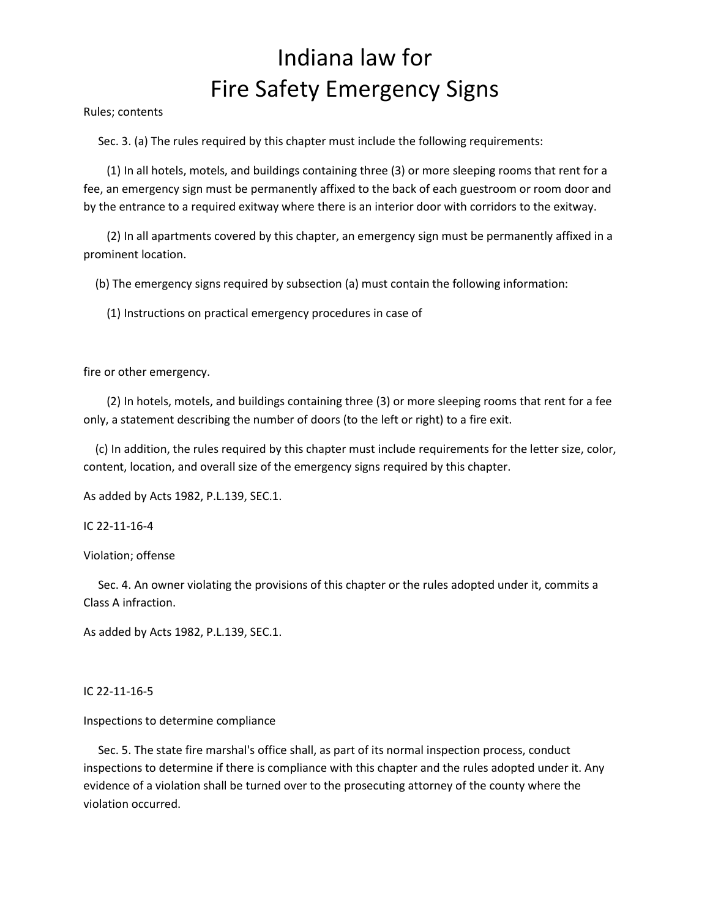# Indiana law for Fire Safety Emergency Signs

Rules; contents

Sec. 3. (a) The rules required by this chapter must include the following requirements:

(1) In all hotels, motels, and buildings containing three (3) or more sleeping rooms that rent for a fee, an emergency sign must be permanently affixed to the back of each guestroom or room door and by the entrance to a required exitway where there is an interior door with corridors to the exitway.

(2) In all apartments covered by this chapter, an emergency sign must be permanently affixed in a prominent location.

(b) The emergency signs required by subsection (a) must contain the following information:

(1) Instructions on practical emergency procedures in case of fire or other emergency.

(2) In hotels, motels, and buildings containing three (3) or more sleeping rooms that rent for a fee only, a statement describing the number of doors (to the left or right) to a fire exit.

(c) In addition, the rules required by this chapter must include requirements for the letter size, color, content, location, and overall size of the emergency signs required by this chapter.

As added by Acts 1982, P.L.139, SEC.1.

IC 22-11-16-4

Violation; offense

Sec. 4. An owner violating the provisions of this chapter or the rules adopted under it, commits a Class A infraction.

As added by Acts 1982, P.L.139, SEC.1.

IC 22-11-16-5

Inspections to determine compliance

Sec. 5. The state fire marshal's office shall, as part of its normal inspection process, conduct inspections to determine if there is compliance with this chapter and the rules adopted under it. Any evidence of a violation shall be turned over to the prosecuting attorney of the county where the violation occurred.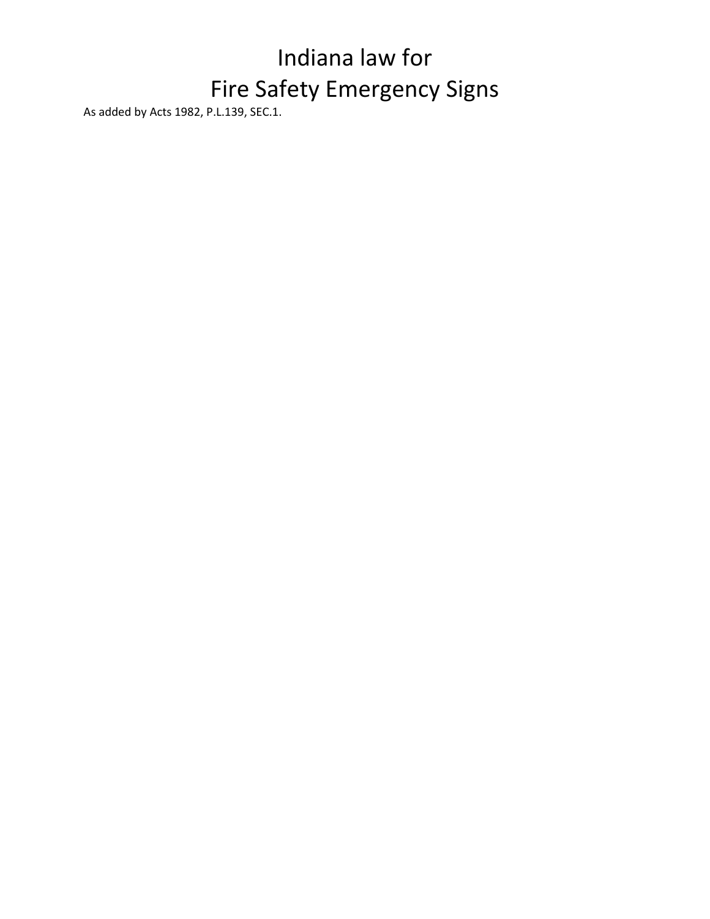# Indiana law for
# Fire Safety Emergency Signs

As added by Acts 1982, P.L.139, SEC.1.